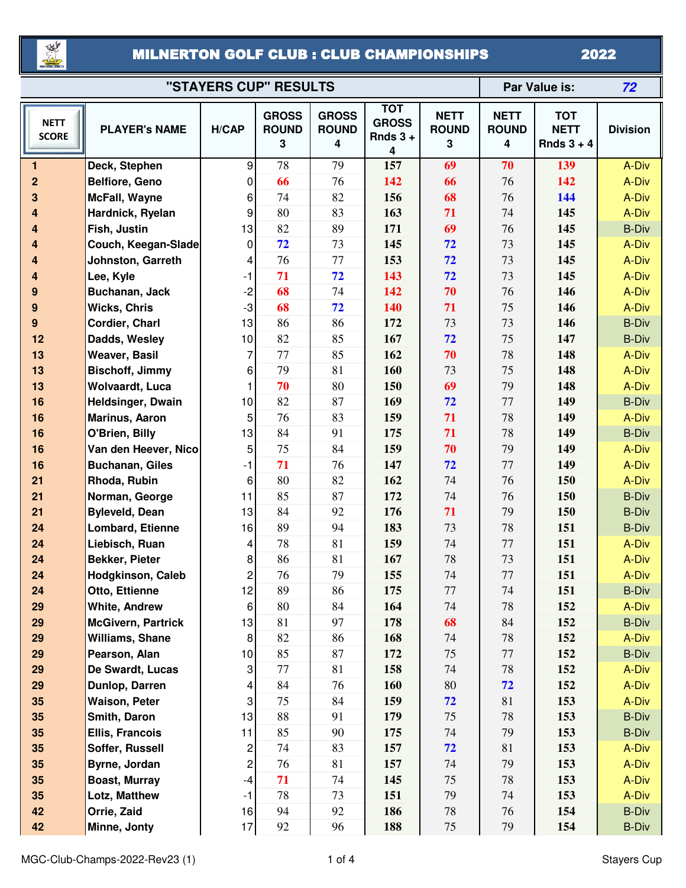# MILNERTON GOLF CLUB : CLUB CHAMPIONSHIPS 2022

## "STAYERS CUP" RESULTS

**Par Value is:** *72*

| NETT SCORE | PLAYER's NAME | H/CAP | GROSS ROUND 3 | GROSS ROUND 4 | TOT GROSS Rnds 3 + 4 | NETT ROUND 3 | NETT ROUND 4 | TOT NETT Rnds 3 + 4 | Division |
|---|---|---|---|---|---|---|---|---|---|
| 1 | Deck, Stephen | 9 | 78 | 79 | 157 | 69 | 70 | 139 | A-Div |
| 2 | Belfiore, Geno | 0 | 66 | 76 | 142 | 66 | 76 | 142 | A-Div |
| 3 | McFall, Wayne | 6 | 74 | 82 | 156 | 68 | 76 | 144 | A-Div |
| 4 | Hardnick, Ryelan | 9 | 80 | 83 | 163 | 71 | 74 | 145 | A-Div |
| 4 | Fish, Justin | 13 | 82 | 89 | 171 | 69 | 76 | 145 | B-Div |
| 4 | Couch, Keegan-Slade | 0 | 72 | 73 | 145 | 72 | 73 | 145 | A-Div |
| 4 | Johnston, Garreth | 4 | 76 | 77 | 153 | 72 | 73 | 145 | A-Div |
| 4 | Lee, Kyle | -1 | 71 | 72 | 143 | 72 | 73 | 145 | A-Div |
| 9 | Buchanan, Jack | -2 | 68 | 74 | 142 | 70 | 76 | 146 | A-Div |
| 9 | Wicks, Chris | -3 | 68 | 72 | 140 | 71 | 75 | 146 | A-Div |
| 9 | Cordier, Charl | 13 | 86 | 86 | 172 | 73 | 73 | 146 | B-Div |
| 12 | Dadds, Wesley | 10 | 82 | 85 | 167 | 72 | 75 | 147 | B-Div |
| 13 | Weaver, Basil | 7 | 77 | 85 | 162 | 70 | 78 | 148 | A-Div |
| 13 | Bischoff, Jimmy | 6 | 79 | 81 | 160 | 73 | 75 | 148 | A-Div |
| 13 | Wolvaardt, Luca | 1 | 70 | 80 | 150 | 69 | 79 | 148 | A-Div |
| 16 | Heldsinger, Dwain | 10 | 82 | 87 | 169 | 72 | 77 | 149 | B-Div |
| 16 | Marinus, Aaron | 5 | 76 | 83 | 159 | 71 | 78 | 149 | A-Div |
| 16 | O'Brien, Billy | 13 | 84 | 91 | 175 | 71 | 78 | 149 | B-Div |
| 16 | Van den Heever, Nico | 5 | 75 | 84 | 159 | 70 | 79 | 149 | A-Div |
| 16 | Buchanan, Giles | -1 | 71 | 76 | 147 | 72 | 77 | 149 | A-Div |
| 21 | Rhoda, Rubin | 6 | 80 | 82 | 162 | 74 | 76 | 150 | A-Div |
| 21 | Norman, George | 11 | 85 | 87 | 172 | 74 | 76 | 150 | B-Div |
| 21 | Byleveld, Dean | 13 | 84 | 92 | 176 | 71 | 79 | 150 | B-Div |
| 24 | Lombard, Etienne | 16 | 89 | 94 | 183 | 73 | 78 | 151 | B-Div |
| 24 | Liebisch, Ruan | 4 | 78 | 81 | 159 | 74 | 77 | 151 | A-Div |
| 24 | Bekker, Pieter | 8 | 86 | 81 | 167 | 78 | 73 | 151 | A-Div |
| 24 | Hodgkinson, Caleb | 2 | 76 | 79 | 155 | 74 | 77 | 151 | A-Div |
| 24 | Otto, Ettienne | 12 | 89 | 86 | 175 | 77 | 74 | 151 | B-Div |
| 29 | White, Andrew | 6 | 80 | 84 | 164 | 74 | 78 | 152 | A-Div |
| 29 | McGivern, Partrick | 13 | 81 | 97 | 178 | 68 | 84 | 152 | B-Div |
| 29 | Williams, Shane | 8 | 82 | 86 | 168 | 74 | 78 | 152 | A-Div |
| 29 | Pearson, Alan | 10 | 85 | 87 | 172 | 75 | 77 | 152 | B-Div |
| 29 | De Swardt, Lucas | 3 | 77 | 81 | 158 | 74 | 78 | 152 | A-Div |
| 29 | Dunlop, Darren | 4 | 84 | 76 | 160 | 80 | 72 | 152 | A-Div |
| 35 | Waison, Peter | 3 | 75 | 84 | 159 | 72 | 81 | 153 | A-Div |
| 35 | Smith, Daron | 13 | 88 | 91 | 179 | 75 | 78 | 153 | B-Div |
| 35 | Ellis, Francois | 11 | 85 | 90 | 175 | 74 | 79 | 153 | B-Div |
| 35 | Soffer, Russell | 2 | 74 | 83 | 157 | 72 | 81 | 153 | A-Div |
| 35 | Byrne, Jordan | 2 | 76 | 81 | 157 | 74 | 79 | 153 | A-Div |
| 35 | Boast, Murray | -4 | 71 | 74 | 145 | 75 | 78 | 153 | A-Div |
| 35 | Lotz, Matthew | -1 | 78 | 73 | 151 | 79 | 74 | 153 | A-Div |
| 42 | Orrie, Zaid | 16 | 94 | 92 | 186 | 78 | 76 | 154 | B-Div |
| 42 | Minne, Jonty | 17 | 92 | 96 | 188 | 75 | 79 | 154 | B-Div |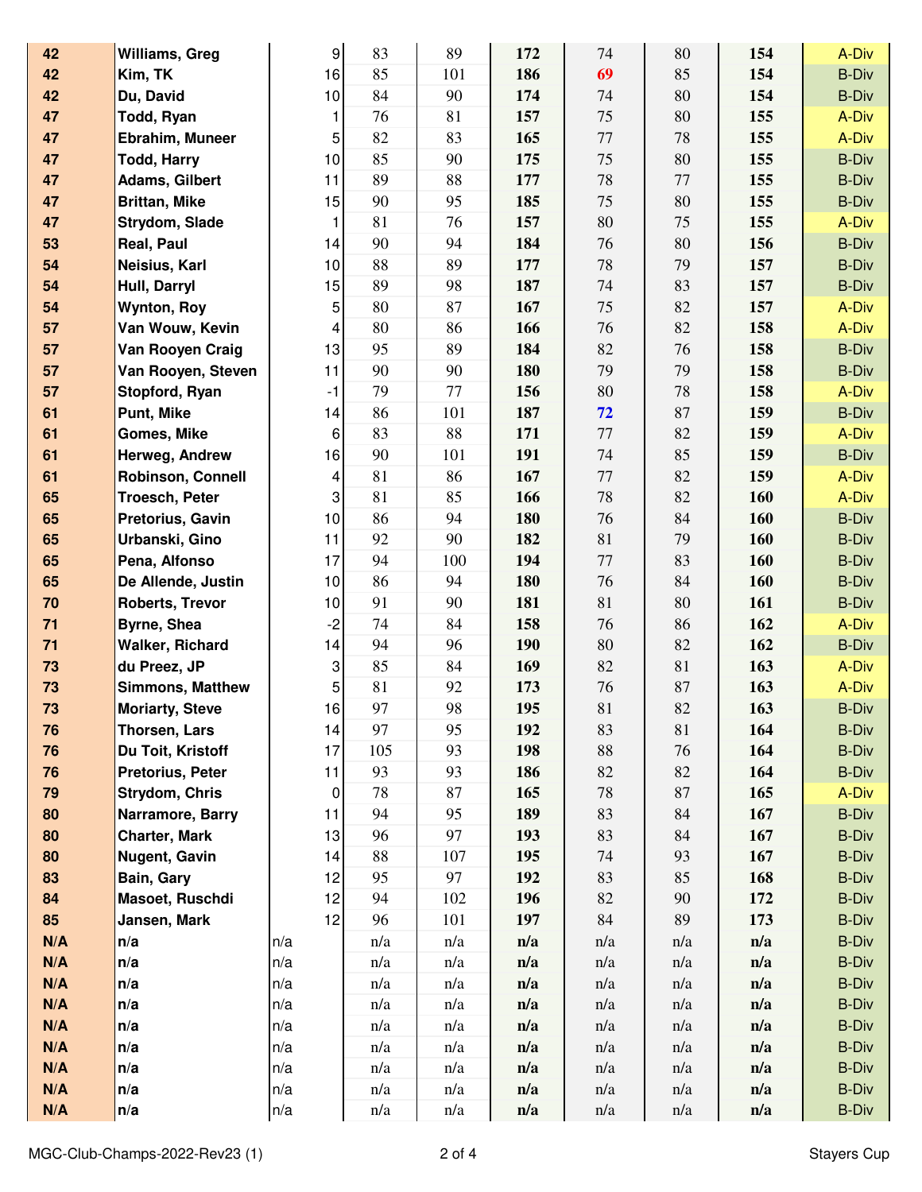| | | | | | | | | | |
|---|---|---|---|---|---|---|---|---|---|
| 42 | Williams, Greg | 9 | 83 | 89 | **172** | 74 | 80 | **154** | A-Div |
| 42 | Kim, TK | 16 | 85 | 101 | **186** | 69 | 85 | **154** | B-Div |
| 42 | Du, David | 10 | 84 | 90 | **174** | 74 | 80 | **154** | B-Div |
| 47 | Todd, Ryan | 1 | 76 | 81 | **157** | 75 | 80 | **155** | A-Div |
| 47 | Ebrahim, Muneer | 5 | 82 | 83 | **165** | 77 | 78 | **155** | A-Div |
| 47 | Todd, Harry | 10 | 85 | 90 | **175** | 75 | 80 | **155** | B-Div |
| 47 | Adams, Gilbert | 11 | 89 | 88 | **177** | 78 | 77 | **155** | B-Div |
| 47 | Brittan, Mike | 15 | 90 | 95 | **185** | 75 | 80 | **155** | B-Div |
| 47 | Strydom, Slade | 1 | 81 | 76 | **157** | 80 | 75 | **155** | A-Div |
| 53 | Real, Paul | 14 | 90 | 94 | **184** | 76 | 80 | **156** | B-Div |
| 54 | Neisius, Karl | 10 | 88 | 89 | **177** | 78 | 79 | **157** | B-Div |
| 54 | Hull, Darryl | 15 | 89 | 98 | **187** | 74 | 83 | **157** | B-Div |
| 54 | Wynton, Roy | 5 | 80 | 87 | **167** | 75 | 82 | **157** | A-Div |
| 57 | Van Wouw, Kevin | 4 | 80 | 86 | **166** | 76 | 82 | **158** | A-Div |
| 57 | Van Rooyen Craig | 13 | 95 | 89 | **184** | 82 | 76 | **158** | B-Div |
| 57 | Van Rooyen, Steven | 11 | 90 | 90 | **180** | 79 | 79 | **158** | B-Div |
| 57 | Stopford, Ryan | -1 | 79 | 77 | **156** | 80 | 78 | **158** | A-Div |
| 61 | Punt, Mike | 14 | 86 | 101 | **187** | 72 | 87 | **159** | B-Div |
| 61 | Gomes, Mike | 6 | 83 | 88 | **171** | 77 | 82 | **159** | A-Div |
| 61 | Herweg, Andrew | 16 | 90 | 101 | **191** | 74 | 85 | **159** | B-Div |
| 61 | Robinson, Connell | 4 | 81 | 86 | **167** | 77 | 82 | **159** | A-Div |
| 65 | Troesch, Peter | 3 | 81 | 85 | **166** | 78 | 82 | **160** | A-Div |
| 65 | Pretorius, Gavin | 10 | 86 | 94 | **180** | 76 | 84 | **160** | B-Div |
| 65 | Urbanski, Gino | 11 | 92 | 90 | **182** | 81 | 79 | **160** | B-Div |
| 65 | Pena, Alfonso | 17 | 94 | 100 | **194** | 77 | 83 | **160** | B-Div |
| 65 | De Allende, Justin | 10 | 86 | 94 | **180** | 76 | 84 | **160** | B-Div |
| 70 | Roberts, Trevor | 10 | 91 | 90 | **181** | 81 | 80 | **161** | B-Div |
| 71 | Byrne, Shea | -2 | 74 | 84 | **158** | 76 | 86 | **162** | A-Div |
| 71 | Walker, Richard | 14 | 94 | 96 | **190** | 80 | 82 | **162** | B-Div |
| 73 | du Preez, JP | 3 | 85 | 84 | **169** | 82 | 81 | **163** | A-Div |
| 73 | Simmons, Matthew | 5 | 81 | 92 | **173** | 76 | 87 | **163** | A-Div |
| 73 | Moriarty, Steve | 16 | 97 | 98 | **195** | 81 | 82 | **163** | B-Div |
| 76 | Thorsen, Lars | 14 | 97 | 95 | **192** | 83 | 81 | **164** | B-Div |
| 76 | Du Toit, Kristoff | 17 | 105 | 93 | **198** | 88 | 76 | **164** | B-Div |
| 76 | Pretorius, Peter | 11 | 93 | 93 | **186** | 82 | 82 | **164** | B-Div |
| 79 | Strydom, Chris | 0 | 78 | 87 | **165** | 78 | 87 | **165** | A-Div |
| 80 | Narramore, Barry | 11 | 94 | 95 | **189** | 83 | 84 | **167** | B-Div |
| 80 | Charter, Mark | 13 | 96 | 97 | **193** | 83 | 84 | **167** | B-Div |
| 80 | Nugent, Gavin | 14 | 88 | 107 | **195** | 74 | 93 | **167** | B-Div |
| 83 | Bain, Gary | 12 | 95 | 97 | **192** | 83 | 85 | **168** | B-Div |
| 84 | Masoet, Ruschdi | 12 | 94 | 102 | **196** | 82 | 90 | **172** | B-Div |
| 85 | Jansen, Mark | 12 | 96 | 101 | **197** | 84 | 89 | **173** | B-Div |
| N/A | n/a | n/a | n/a | n/a | **n/a** | n/a | n/a | **n/a** | B-Div |
| N/A | n/a | n/a | n/a | n/a | **n/a** | n/a | n/a | **n/a** | B-Div |
| N/A | n/a | n/a | n/a | n/a | **n/a** | n/a | n/a | **n/a** | B-Div |
| N/A | n/a | n/a | n/a | n/a | **n/a** | n/a | n/a | **n/a** | B-Div |
| N/A | n/a | n/a | n/a | n/a | **n/a** | n/a | n/a | **n/a** | B-Div |
| N/A | n/a | n/a | n/a | n/a | **n/a** | n/a | n/a | **n/a** | B-Div |
| N/A | n/a | n/a | n/a | n/a | **n/a** | n/a | n/a | **n/a** | B-Div |
| N/A | n/a | n/a | n/a | n/a | **n/a** | n/a | n/a | **n/a** | B-Div |
| N/A | n/a | n/a | n/a | n/a | **n/a** | n/a | n/a | **n/a** | B-Div |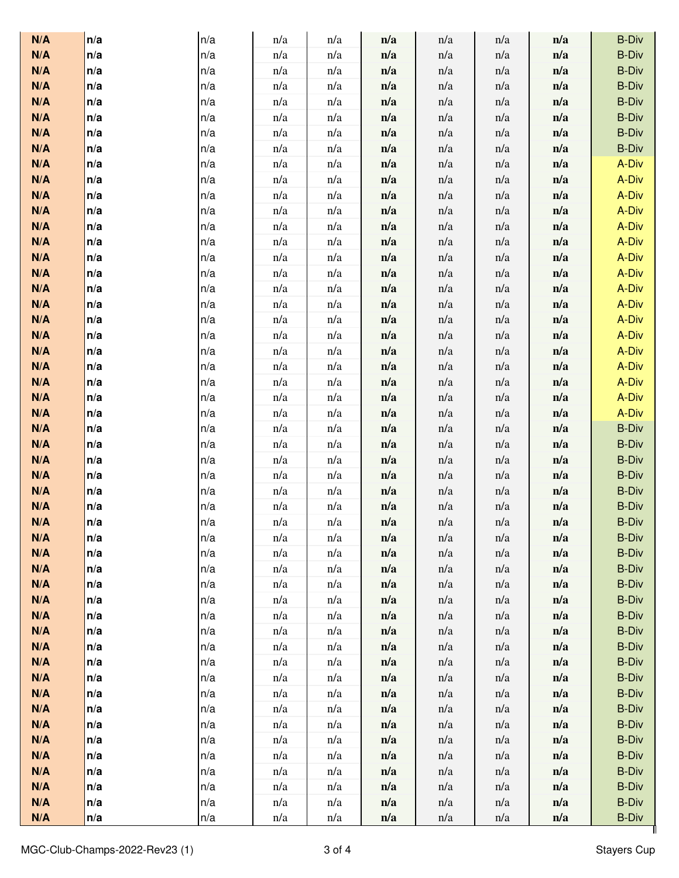| | | | | | | | | | |
|---|---|---|---|---|---|---|---|---|---|
| **N/A** | **n/a** | n/a | n/a | n/a | **n/a** | n/a | n/a | **n/a** | B-Div |
| **N/A** | **n/a** | n/a | n/a | n/a | **n/a** | n/a | n/a | **n/a** | B-Div |
| **N/A** | **n/a** | n/a | n/a | n/a | **n/a** | n/a | n/a | **n/a** | B-Div |
| **N/A** | **n/a** | n/a | n/a | n/a | **n/a** | n/a | n/a | **n/a** | B-Div |
| **N/A** | **n/a** | n/a | n/a | n/a | **n/a** | n/a | n/a | **n/a** | B-Div |
| **N/A** | **n/a** | n/a | n/a | n/a | **n/a** | n/a | n/a | **n/a** | B-Div |
| **N/A** | **n/a** | n/a | n/a | n/a | **n/a** | n/a | n/a | **n/a** | B-Div |
| **N/A** | **n/a** | n/a | n/a | n/a | **n/a** | n/a | n/a | **n/a** | B-Div |
| **N/A** | **n/a** | n/a | n/a | n/a | **n/a** | n/a | n/a | **n/a** | A-Div |
| **N/A** | **n/a** | n/a | n/a | n/a | **n/a** | n/a | n/a | **n/a** | A-Div |
| **N/A** | **n/a** | n/a | n/a | n/a | **n/a** | n/a | n/a | **n/a** | A-Div |
| **N/A** | **n/a** | n/a | n/a | n/a | **n/a** | n/a | n/a | **n/a** | A-Div |
| **N/A** | **n/a** | n/a | n/a | n/a | **n/a** | n/a | n/a | **n/a** | A-Div |
| **N/A** | **n/a** | n/a | n/a | n/a | **n/a** | n/a | n/a | **n/a** | A-Div |
| **N/A** | **n/a** | n/a | n/a | n/a | **n/a** | n/a | n/a | **n/a** | A-Div |
| **N/A** | **n/a** | n/a | n/a | n/a | **n/a** | n/a | n/a | **n/a** | A-Div |
| **N/A** | **n/a** | n/a | n/a | n/a | **n/a** | n/a | n/a | **n/a** | A-Div |
| **N/A** | **n/a** | n/a | n/a | n/a | **n/a** | n/a | n/a | **n/a** | A-Div |
| **N/A** | **n/a** | n/a | n/a | n/a | **n/a** | n/a | n/a | **n/a** | A-Div |
| **N/A** | **n/a** | n/a | n/a | n/a | **n/a** | n/a | n/a | **n/a** | A-Div |
| **N/A** | **n/a** | n/a | n/a | n/a | **n/a** | n/a | n/a | **n/a** | A-Div |
| **N/A** | **n/a** | n/a | n/a | n/a | **n/a** | n/a | n/a | **n/a** | A-Div |
| **N/A** | **n/a** | n/a | n/a | n/a | **n/a** | n/a | n/a | **n/a** | A-Div |
| **N/A** | **n/a** | n/a | n/a | n/a | **n/a** | n/a | n/a | **n/a** | A-Div |
| **N/A** | **n/a** | n/a | n/a | n/a | **n/a** | n/a | n/a | **n/a** | A-Div |
| **N/A** | **n/a** | n/a | n/a | n/a | **n/a** | n/a | n/a | **n/a** | B-Div |
| **N/A** | **n/a** | n/a | n/a | n/a | **n/a** | n/a | n/a | **n/a** | B-Div |
| **N/A** | **n/a** | n/a | n/a | n/a | **n/a** | n/a | n/a | **n/a** | B-Div |
| **N/A** | **n/a** | n/a | n/a | n/a | **n/a** | n/a | n/a | **n/a** | B-Div |
| **N/A** | **n/a** | n/a | n/a | n/a | **n/a** | n/a | n/a | **n/a** | B-Div |
| **N/A** | **n/a** | n/a | n/a | n/a | **n/a** | n/a | n/a | **n/a** | B-Div |
| **N/A** | **n/a** | n/a | n/a | n/a | **n/a** | n/a | n/a | **n/a** | B-Div |
| **N/A** | **n/a** | n/a | n/a | n/a | **n/a** | n/a | n/a | **n/a** | B-Div |
| **N/A** | **n/a** | n/a | n/a | n/a | **n/a** | n/a | n/a | **n/a** | B-Div |
| **N/A** | **n/a** | n/a | n/a | n/a | **n/a** | n/a | n/a | **n/a** | B-Div |
| **N/A** | **n/a** | n/a | n/a | n/a | **n/a** | n/a | n/a | **n/a** | B-Div |
| **N/A** | **n/a** | n/a | n/a | n/a | **n/a** | n/a | n/a | **n/a** | B-Div |
| **N/A** | **n/a** | n/a | n/a | n/a | **n/a** | n/a | n/a | **n/a** | B-Div |
| **N/A** | **n/a** | n/a | n/a | n/a | **n/a** | n/a | n/a | **n/a** | B-Div |
| **N/A** | **n/a** | n/a | n/a | n/a | **n/a** | n/a | n/a | **n/a** | B-Div |
| **N/A** | **n/a** | n/a | n/a | n/a | **n/a** | n/a | n/a | **n/a** | B-Div |
| **N/A** | **n/a** | n/a | n/a | n/a | **n/a** | n/a | n/a | **n/a** | B-Div |
| **N/A** | **n/a** | n/a | n/a | n/a | **n/a** | n/a | n/a | **n/a** | B-Div |
| **N/A** | **n/a** | n/a | n/a | n/a | **n/a** | n/a | n/a | **n/a** | B-Div |
| **N/A** | **n/a** | n/a | n/a | n/a | **n/a** | n/a | n/a | **n/a** | B-Div |
| **N/A** | **n/a** | n/a | n/a | n/a | **n/a** | n/a | n/a | **n/a** | B-Div |
| **N/A** | **n/a** | n/a | n/a | n/a | **n/a** | n/a | n/a | **n/a** | B-Div |
| **N/A** | **n/a** | n/a | n/a | n/a | **n/a** | n/a | n/a | **n/a** | B-Div |
| **N/A** | **n/a** | n/a | n/a | n/a | **n/a** | n/a | n/a | **n/a** | B-Div |
| **N/A** | **n/a** | n/a | n/a | n/a | **n/a** | n/a | n/a | **n/a** | B-Div |
| **N/A** | **n/a** | n/a | n/a | n/a | **n/a** | n/a | n/a | **n/a** | B-Div |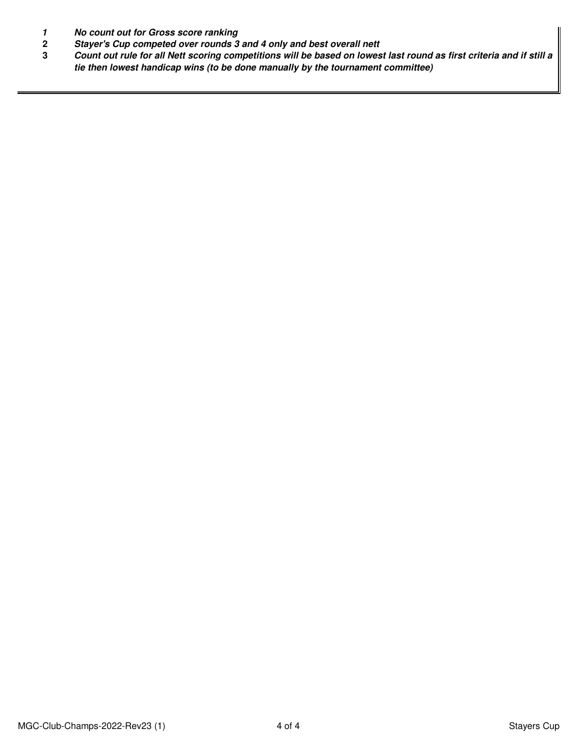1. ***No count out for Gross score ranking***
2. ***Stayer's Cup competed over rounds 3 and 4 only and best overall nett***
3. ***Count out rule for all Nett scoring competitions will be based on lowest last round as first criteria and if still a tie then lowest handicap wins (to be done manually by the tournament committee)***